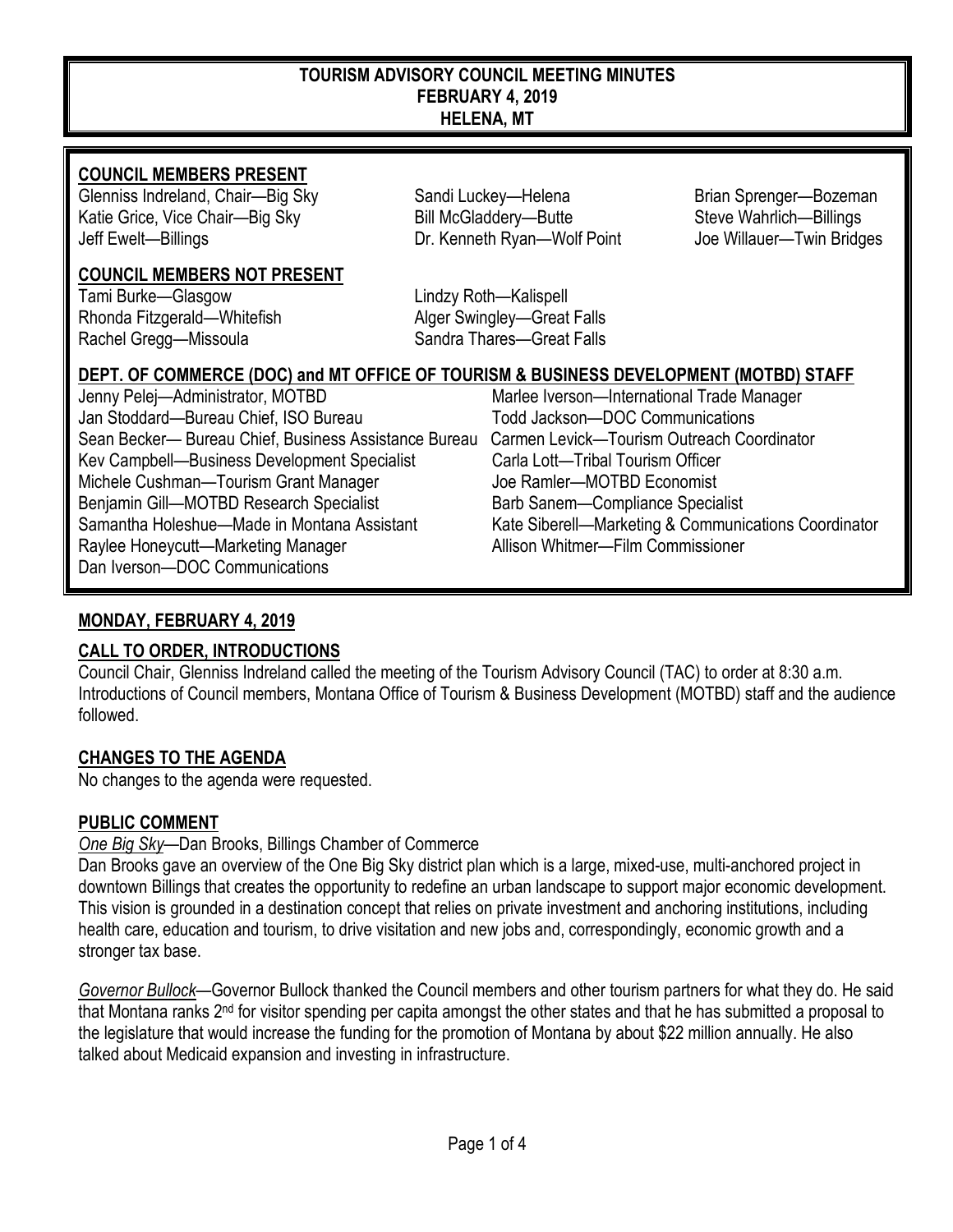# TOURISM ADVISORY COUNCIL MEETING MINUTES
## FEBRUARY 4, 2019
## HELENA, MT

### COUNCIL MEMBERS PRESENT

Glenniss Indreland, Chair—Big Sky
Katie Grice, Vice Chair—Big Sky
Jeff Ewelt—Billings
Sandi Luckey—Helena
Bill McGladdery—Butte
Dr. Kenneth Ryan—Wolf Point
Brian Sprenger—Bozeman
Steve Wahrlich—Billings
Joe Willauer—Twin Bridges

### COUNCIL MEMBERS NOT PRESENT

Tami Burke—Glasgow
Rhonda Fitzgerald—Whitefish
Rachel Gregg—Missoula
Lindzy Roth—Kalispell
Alger Swingley—Great Falls
Sandra Thares—Great Falls

### DEPT. OF COMMERCE (DOC) and MT OFFICE OF TOURISM & BUSINESS DEVELOPMENT (MOTBD) STAFF

Jenny Pelej—Administrator, MOTBD
Jan Stoddard—Bureau Chief, ISO Bureau
Sean Becker— Bureau Chief, Business Assistance Bureau
Kev Campbell—Business Development Specialist
Michele Cushman—Tourism Grant Manager
Benjamin Gill—MOTBD Research Specialist
Samantha Holeshue—Made in Montana Assistant
Raylee Honeycutt—Marketing Manager
Dan Iverson—DOC Communications
Marlee Iverson—International Trade Manager
Todd Jackson—DOC Communications
Carmen Levick—Tourism Outreach Coordinator
Carla Lott—Tribal Tourism Officer
Joe Ramler—MOTBD Economist
Barb Sanem—Compliance Specialist
Kate Siberell—Marketing & Communications Coordinator
Allison Whitmer—Film Commissioner

### MONDAY, FEBRUARY 4, 2019

### CALL TO ORDER, INTRODUCTIONS

Council Chair, Glenniss Indreland called the meeting of the Tourism Advisory Council (TAC) to order at 8:30 a.m. Introductions of Council members, Montana Office of Tourism & Business Development (MOTBD) staff and the audience followed.

### CHANGES TO THE AGENDA

No changes to the agenda were requested.

### PUBLIC COMMENT

*One Big Sky*—Dan Brooks, Billings Chamber of Commerce

Dan Brooks gave an overview of the One Big Sky district plan which is a large, mixed-use, multi-anchored project in downtown Billings that creates the opportunity to redefine an urban landscape to support major economic development. This vision is grounded in a destination concept that relies on private investment and anchoring institutions, including health care, education and tourism, to drive visitation and new jobs and, correspondingly, economic growth and a stronger tax base.

*Governor Bullock*—Governor Bullock thanked the Council members and other tourism partners for what they do. He said that Montana ranks 2nd for visitor spending per capita amongst the other states and that he has submitted a proposal to the legislature that would increase the funding for the promotion of Montana by about $22 million annually. He also talked about Medicaid expansion and investing in infrastructure.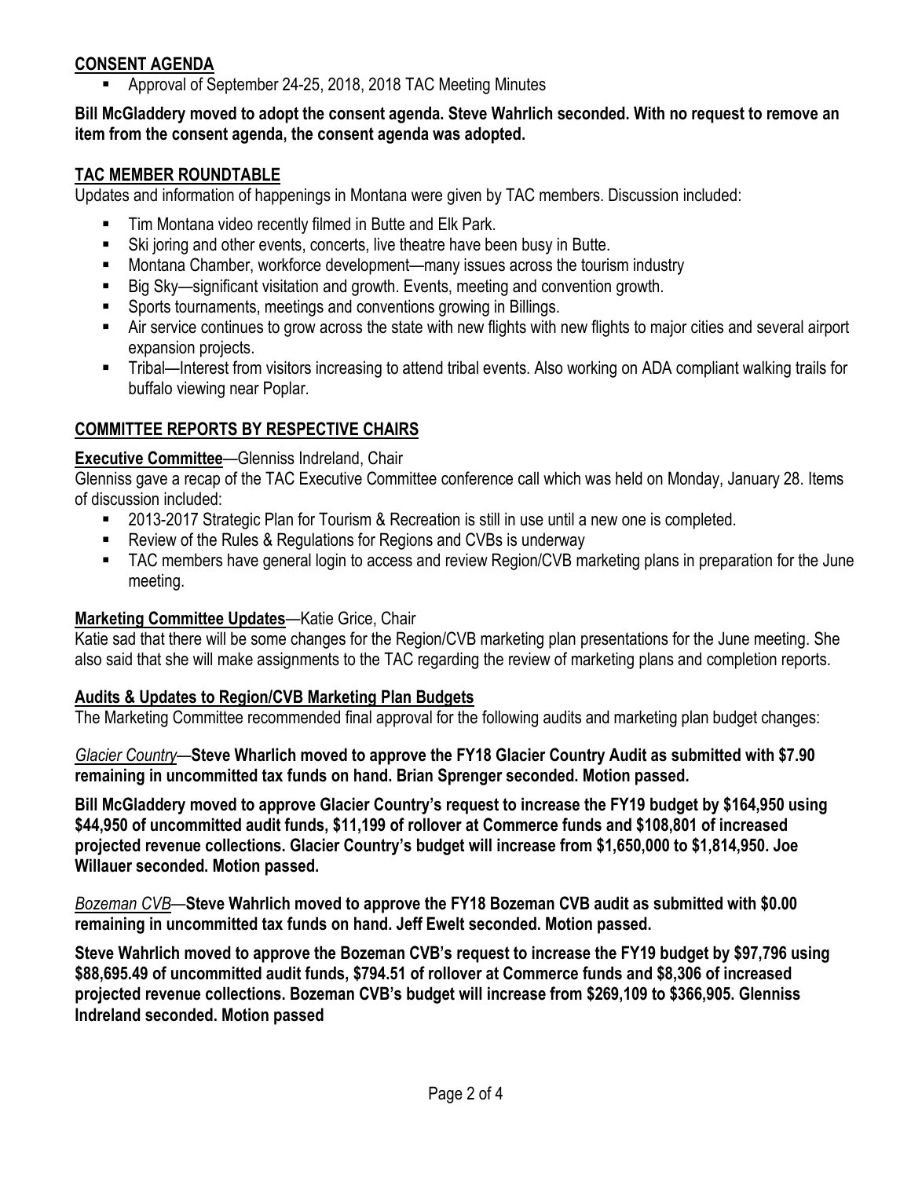## CONSENT AGENDA

- Approval of September 24-25, 2018, 2018 TAC Meeting Minutes

**Bill McGladdery moved to adopt the consent agenda. Steve Wahrlich seconded. With no request to remove an item from the consent agenda, the consent agenda was adopted.**

## TAC MEMBER ROUNDTABLE

Updates and information of happenings in Montana were given by TAC members. Discussion included:

- Tim Montana video recently filmed in Butte and Elk Park.
- Ski joring and other events, concerts, live theatre have been busy in Butte.
- Montana Chamber, workforce development—many issues across the tourism industry
- Big Sky—significant visitation and growth. Events, meeting and convention growth.
- Sports tournaments, meetings and conventions growing in Billings.
- Air service continues to grow across the state with new flights with new flights to major cities and several airport expansion projects.
- Tribal—Interest from visitors increasing to attend tribal events. Also working on ADA compliant walking trails for buffalo viewing near Poplar.

## COMMITTEE REPORTS BY RESPECTIVE CHAIRS

**Executive Committee**—Glenniss Indreland, Chair

Glenniss gave a recap of the TAC Executive Committee conference call which was held on Monday, January 28. Items of discussion included:

- 2013-2017 Strategic Plan for Tourism & Recreation is still in use until a new one is completed.
- Review of the Rules & Regulations for Regions and CVBs is underway
- TAC members have general login to access and review Region/CVB marketing plans in preparation for the June meeting.

**Marketing Committee Updates**—Katie Grice, Chair

Katie sad that there will be some changes for the Region/CVB marketing plan presentations for the June meeting. She also said that she will make assignments to the TAC regarding the review of marketing plans and completion reports.

**Audits & Updates to Region/CVB Marketing Plan Budgets**

The Marketing Committee recommended final approval for the following audits and marketing plan budget changes:

*Glacier Country*—**Steve Wharlich moved to approve the FY18 Glacier Country Audit as submitted with $7.90 remaining in uncommitted tax funds on hand. Brian Sprenger seconded. Motion passed.**

**Bill McGladdery moved to approve Glacier Country's request to increase the FY19 budget by $164,950 using $44,950 of uncommitted audit funds, $11,199 of rollover at Commerce funds and $108,801 of increased projected revenue collections. Glacier Country's budget will increase from $1,650,000 to $1,814,950. Joe Willauer seconded. Motion passed.**

*Bozeman CVB*—**Steve Wahrlich moved to approve the FY18 Bozeman CVB audit as submitted with $0.00 remaining in uncommitted tax funds on hand. Jeff Ewelt seconded. Motion passed.**

**Steve Wahrlich moved to approve the Bozeman CVB's request to increase the FY19 budget by $97,796 using $88,695.49 of uncommitted audit funds, $794.51 of rollover at Commerce funds and $8,306 of increased projected revenue collections. Bozeman CVB's budget will increase from $269,109 to $366,905. Glenniss Indreland seconded. Motion passed**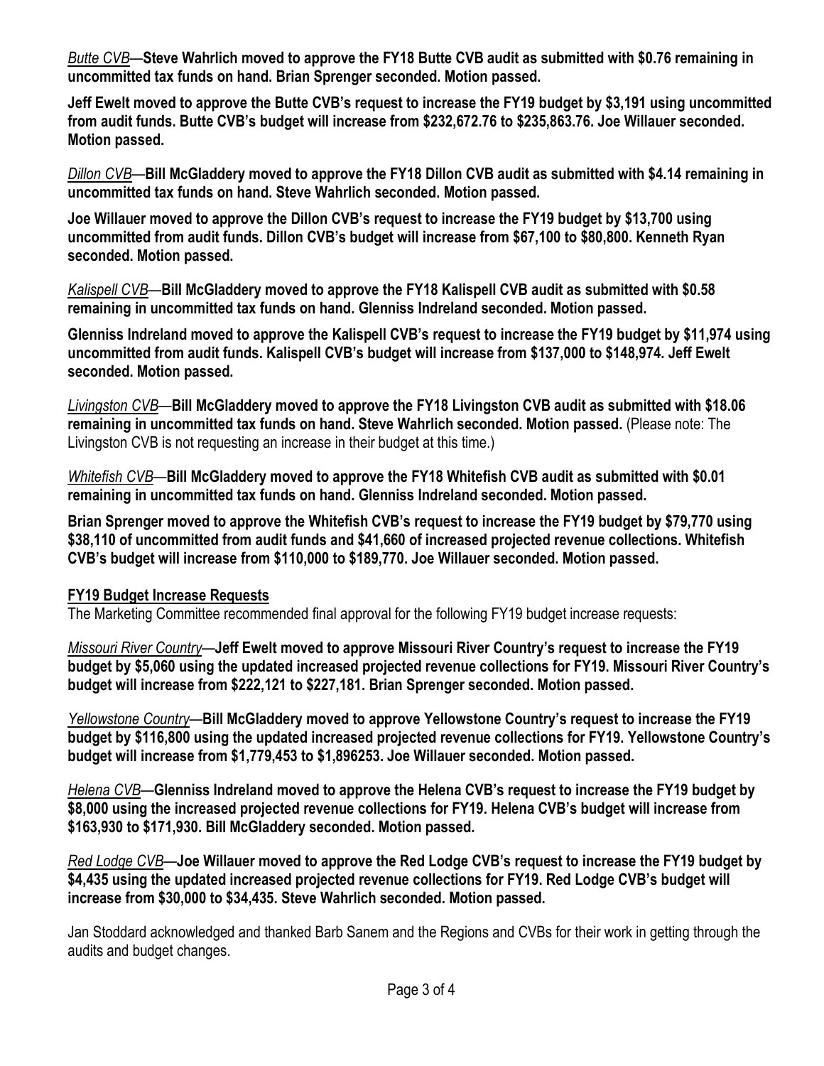*Butte CVB*—**Steve Wahrlich moved to approve the FY18 Butte CVB audit as submitted with $0.76 remaining in uncommitted tax funds on hand. Brian Sprenger seconded. Motion passed.**

**Jeff Ewelt moved to approve the Butte CVB's request to increase the FY19 budget by $3,191 using uncommitted from audit funds. Butte CVB's budget will increase from $232,672.76 to $235,863.76. Joe Willauer seconded. Motion passed.**

*Dillon CVB*—**Bill McGladdery moved to approve the FY18 Dillon CVB audit as submitted with $4.14 remaining in uncommitted tax funds on hand. Steve Wahrlich seconded. Motion passed.**

**Joe Willauer moved to approve the Dillon CVB's request to increase the FY19 budget by $13,700 using uncommitted from audit funds. Dillon CVB's budget will increase from $67,100 to $80,800. Kenneth Ryan seconded. Motion passed.**

*Kalispell CVB*—**Bill McGladdery moved to approve the FY18 Kalispell CVB audit as submitted with $0.58 remaining in uncommitted tax funds on hand. Glenniss Indreland seconded. Motion passed.**

**Glenniss Indreland moved to approve the Kalispell CVB's request to increase the FY19 budget by $11,974 using uncommitted from audit funds. Kalispell CVB's budget will increase from $137,000 to $148,974. Jeff Ewelt seconded. Motion passed.**

*Livingston CVB*—**Bill McGladdery moved to approve the FY18 Livingston CVB audit as submitted with $18.06 remaining in uncommitted tax funds on hand. Steve Wahrlich seconded. Motion passed.** (Please note: The Livingston CVB is not requesting an increase in their budget at this time.)

*Whitefish CVB*—**Bill McGladdery moved to approve the FY18 Whitefish CVB audit as submitted with $0.01 remaining in uncommitted tax funds on hand. Glenniss Indreland seconded. Motion passed.**

**Brian Sprenger moved to approve the Whitefish CVB's request to increase the FY19 budget by $79,770 using $38,110 of uncommitted from audit funds and $41,660 of increased projected revenue collections. Whitefish CVB's budget will increase from $110,000 to $189,770. Joe Willauer seconded. Motion passed.**

**FY19 Budget Increase Requests**

The Marketing Committee recommended final approval for the following FY19 budget increase requests:

*Missouri River Country*—**Jeff Ewelt moved to approve Missouri River Country's request to increase the FY19 budget by $5,060 using the updated increased projected revenue collections for FY19. Missouri River Country's budget will increase from $222,121 to $227,181. Brian Sprenger seconded. Motion passed.**

*Yellowstone Country*—**Bill McGladdery moved to approve Yellowstone Country's request to increase the FY19 budget by $116,800 using the updated increased projected revenue collections for FY19. Yellowstone Country's budget will increase from $1,779,453 to $1,896253. Joe Willauer seconded. Motion passed.**

*Helena CVB*—**Glenniss Indreland moved to approve the Helena CVB's request to increase the FY19 budget by $8,000 using the increased projected revenue collections for FY19. Helena CVB's budget will increase from $163,930 to $171,930. Bill McGladdery seconded. Motion passed.**

*Red Lodge CVB*—**Joe Willauer moved to approve the Red Lodge CVB's request to increase the FY19 budget by $4,435 using the updated increased projected revenue collections for FY19. Red Lodge CVB's budget will increase from $30,000 to $34,435. Steve Wahrlich seconded. Motion passed.**

Jan Stoddard acknowledged and thanked Barb Sanem and the Regions and CVBs for their work in getting through the audits and budget changes.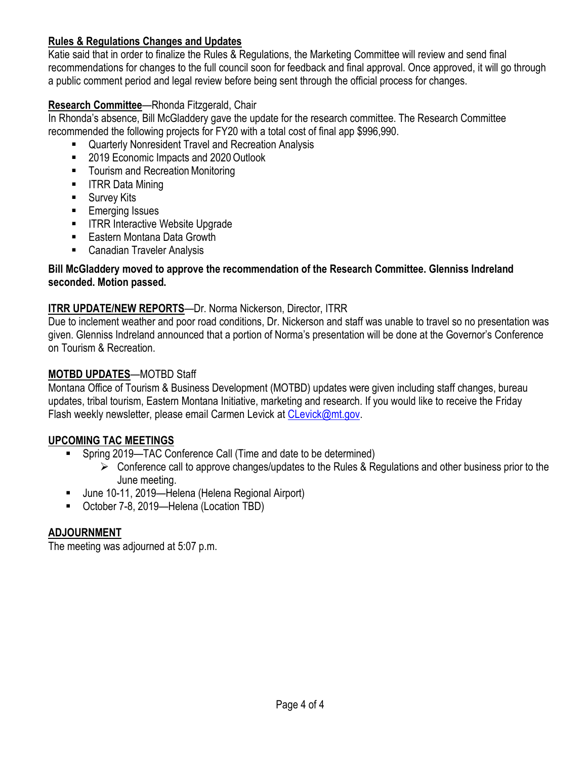**Rules & Regulations Changes and Updates**

Katie said that in order to finalize the Rules & Regulations, the Marketing Committee will review and send final recommendations for changes to the full council soon for feedback and final approval. Once approved, it will go through a public comment period and legal review before being sent through the official process for changes.

**Research Committee**—Rhonda Fitzgerald, Chair

In Rhonda's absence, Bill McGladdery gave the update for the research committee. The Research Committee recommended the following projects for FY20 with a total cost of final app $996,990.

- Quarterly Nonresident Travel and Recreation Analysis
- 2019 Economic Impacts and 2020 Outlook
- Tourism and Recreation Monitoring
- ITRR Data Mining
- Survey Kits
- Emerging Issues
- ITRR Interactive Website Upgrade
- Eastern Montana Data Growth
- Canadian Traveler Analysis

**Bill McGladdery moved to approve the recommendation of the Research Committee. Glenniss Indreland seconded. Motion passed.**

**ITRR UPDATE/NEW REPORTS**—Dr. Norma Nickerson, Director, ITRR

Due to inclement weather and poor road conditions, Dr. Nickerson and staff was unable to travel so no presentation was given. Glenniss Indreland announced that a portion of Norma's presentation will be done at the Governor's Conference on Tourism & Recreation.

**MOTBD UPDATES**—MOTBD Staff

Montana Office of Tourism & Business Development (MOTBD) updates were given including staff changes, bureau updates, tribal tourism, Eastern Montana Initiative, marketing and research. If you would like to receive the Friday Flash weekly newsletter, please email Carmen Levick at CLevick@mt.gov.

**UPCOMING TAC MEETINGS**

- Spring 2019—TAC Conference Call (Time and date to be determined)
  - Conference call to approve changes/updates to the Rules & Regulations and other business prior to the June meeting.
- June 10-11, 2019—Helena (Helena Regional Airport)
- October 7-8, 2019—Helena (Location TBD)

**ADJOURNMENT**

The meeting was adjourned at 5:07 p.m.